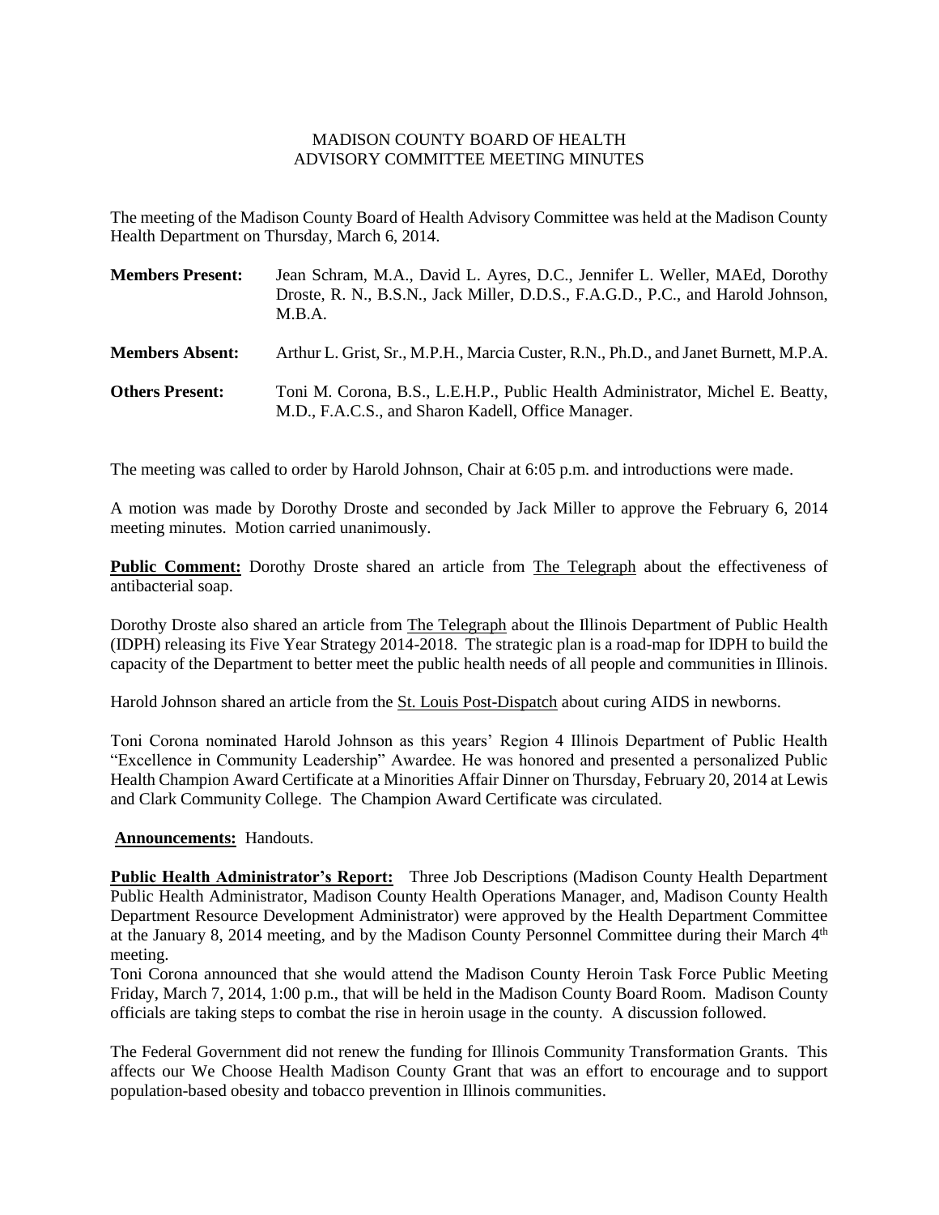MADISON COUNTY BOARD OF HEALTH
ADVISORY COMMITTEE MEETING MINUTES

The meeting of the Madison County Board of Health Advisory Committee was held at the Madison County Health Department on Thursday, March 6, 2014.

**Members Present:** Jean Schram, M.A., David L. Ayres, D.C., Jennifer L. Weller, MAEd, Dorothy Droste, R. N., B.S.N., Jack Miller, D.D.S., F.A.G.D., P.C., and Harold Johnson, M.B.A.

**Members Absent:** Arthur L. Grist, Sr., M.P.H., Marcia Custer, R.N., Ph.D., and Janet Burnett, M.P.A.

**Others Present:** Toni M. Corona, B.S., L.E.H.P., Public Health Administrator, Michel E. Beatty, M.D., F.A.C.S., and Sharon Kadell, Office Manager.

The meeting was called to order by Harold Johnson, Chair at 6:05 p.m. and introductions were made.

A motion was made by Dorothy Droste and seconded by Jack Miller to approve the February 6, 2014 meeting minutes. Motion carried unanimously.

**Public Comment:** Dorothy Droste shared an article from The Telegraph about the effectiveness of antibacterial soap.

Dorothy Droste also shared an article from The Telegraph about the Illinois Department of Public Health (IDPH) releasing its Five Year Strategy 2014-2018. The strategic plan is a road-map for IDPH to build the capacity of the Department to better meet the public health needs of all people and communities in Illinois.

Harold Johnson shared an article from the St. Louis Post-Dispatch about curing AIDS in newborns.

Toni Corona nominated Harold Johnson as this years' Region 4 Illinois Department of Public Health "Excellence in Community Leadership" Awardee. He was honored and presented a personalized Public Health Champion Award Certificate at a Minorities Affair Dinner on Thursday, February 20, 2014 at Lewis and Clark Community College. The Champion Award Certificate was circulated.

**Announcements:** Handouts.

**Public Health Administrator's Report:** Three Job Descriptions (Madison County Health Department Public Health Administrator, Madison County Health Operations Manager, and, Madison County Health Department Resource Development Administrator) were approved by the Health Department Committee at the January 8, 2014 meeting, and by the Madison County Personnel Committee during their March 4th meeting.

Toni Corona announced that she would attend the Madison County Heroin Task Force Public Meeting Friday, March 7, 2014, 1:00 p.m., that will be held in the Madison County Board Room. Madison County officials are taking steps to combat the rise in heroin usage in the county. A discussion followed.

The Federal Government did not renew the funding for Illinois Community Transformation Grants. This affects our We Choose Health Madison County Grant that was an effort to encourage and to support population-based obesity and tobacco prevention in Illinois communities.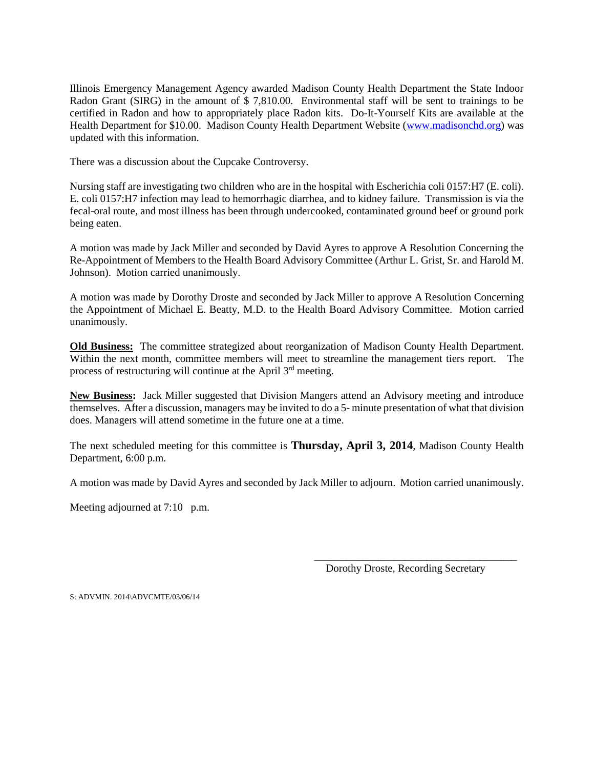Illinois Emergency Management Agency awarded Madison County Health Department the State Indoor Radon Grant (SIRG) in the amount of $ 7,810.00. Environmental staff will be sent to trainings to be certified in Radon and how to appropriately place Radon kits. Do-It-Yourself Kits are available at the Health Department for $10.00. Madison County Health Department Website (www.madisonchd.org) was updated with this information.

There was a discussion about the Cupcake Controversy.

Nursing staff are investigating two children who are in the hospital with Escherichia coli 0157:H7 (E. coli). E. coli 0157:H7 infection may lead to hemorrhagic diarrhea, and to kidney failure. Transmission is via the fecal-oral route, and most illness has been through undercooked, contaminated ground beef or ground pork being eaten.

A motion was made by Jack Miller and seconded by David Ayres to approve A Resolution Concerning the Re-Appointment of Members to the Health Board Advisory Committee (Arthur L. Grist, Sr. and Harold M. Johnson). Motion carried unanimously.

A motion was made by Dorothy Droste and seconded by Jack Miller to approve A Resolution Concerning the Appointment of Michael E. Beatty, M.D. to the Health Board Advisory Committee. Motion carried unanimously.

**Old Business:** The committee strategized about reorganization of Madison County Health Department. Within the next month, committee members will meet to streamline the management tiers report. The process of restructuring will continue at the April 3rd meeting.

**New Business:** Jack Miller suggested that Division Mangers attend an Advisory meeting and introduce themselves. After a discussion, managers may be invited to do a 5- minute presentation of what that division does. Managers will attend sometime in the future one at a time.

The next scheduled meeting for this committee is **Thursday, April 3, 2014**, Madison County Health Department, 6:00 p.m.

A motion was made by David Ayres and seconded by Jack Miller to adjourn. Motion carried unanimously.

Meeting adjourned at 7:10 p.m.

\_\_\_\_\_\_\_\_\_\_\_\_\_\_\_\_\_\_\_\_\_\_\_\_\_\_\_\_\_\_\_\_\_\_\_\_\_\_\_

Dorothy Droste, Recording Secretary

S: ADVMIN. 2014\ADVCMTE/03/06/14